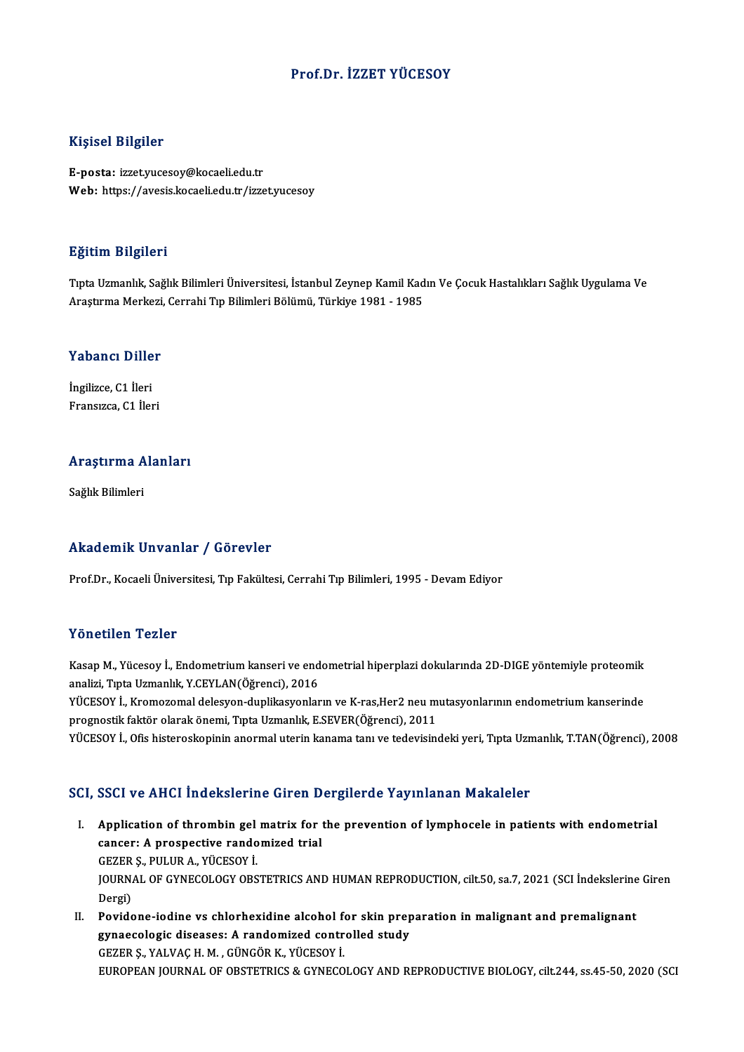# Prof.Dr. İZZET YÜCESOY

## Kişisel Bilgiler

**E-posta:** izzet.yucesoy@kocaeli.edu.tr
**Web:** https://avesis.kocaeli.edu.tr/izzet.yucesoy

## Eğitim Bilgileri

Tıpta Uzmanlık, Sağlık Bilimleri Üniversitesi, İstanbul Zeynep Kamil Kadın Ve Çocuk Hastalıkları Sağlık Uygulama Ve Araştırma Merkezi, Cerrahi Tıp Bilimleri Bölümü, Türkiye 1981 - 1985

## Yabancı Diller

İngilizce, C1 İleri
Fransızca, C1 İleri

## Araştırma Alanları

Sağlık Bilimleri

## Akademik Unvanlar / Görevler

Prof.Dr., Kocaeli Üniversitesi, Tıp Fakültesi, Cerrahi Tıp Bilimleri, 1995 - Devam Ediyor

## Yönetilen Tezler

Kasap M., Yücesoy İ., Endometrium kanseri ve endometrial hiperplazi dokularında 2D-DIGE yöntemiyle proteomik analizi, Tıpta Uzmanlık, Y.CEYLAN(Öğrenci), 2016

YÜCESOY İ., Kromozomal delesyon-duplikasyonların ve K-ras,Her2 neu mutasyonlarının endometrium kanserinde prognostik faktör olarak önemi, Tıpta Uzmanlık, E.SEVER(Öğrenci), 2011

YÜCESOY İ., Ofis histeroskopinin anormal uterin kanama tanı ve tedevisindeki yeri, Tıpta Uzmanlık, T.TAN(Öğrenci), 2008

## SCI, SSCI ve AHCI İndekslerine Giren Dergilerde Yayınlanan Makaleler

I. **Application of thrombin gel matrix for the prevention of lymphocele in patients with endometrial cancer: A prospective randomized trial**
GEZER Ş., PULUR A., YÜCESOY İ.
JOURNAL OF GYNECOLOGY OBSTETRICS AND HUMAN REPRODUCTION, cilt.50, sa.7, 2021 (SCI İndekslerine Giren Dergi)

II. **Povidone-iodine vs chlorhexidine alcohol for skin preparation in malignant and premalignant gynaecologic diseases: A randomized controlled study**
GEZER Ş., YALVAÇ H. M. , GÜNGÖR K., YÜCESOY İ.
EUROPEAN JOURNAL OF OBSTETRICS & GYNECOLOGY AND REPRODUCTIVE BIOLOGY, cilt.244, ss.45-50, 2020 (SCI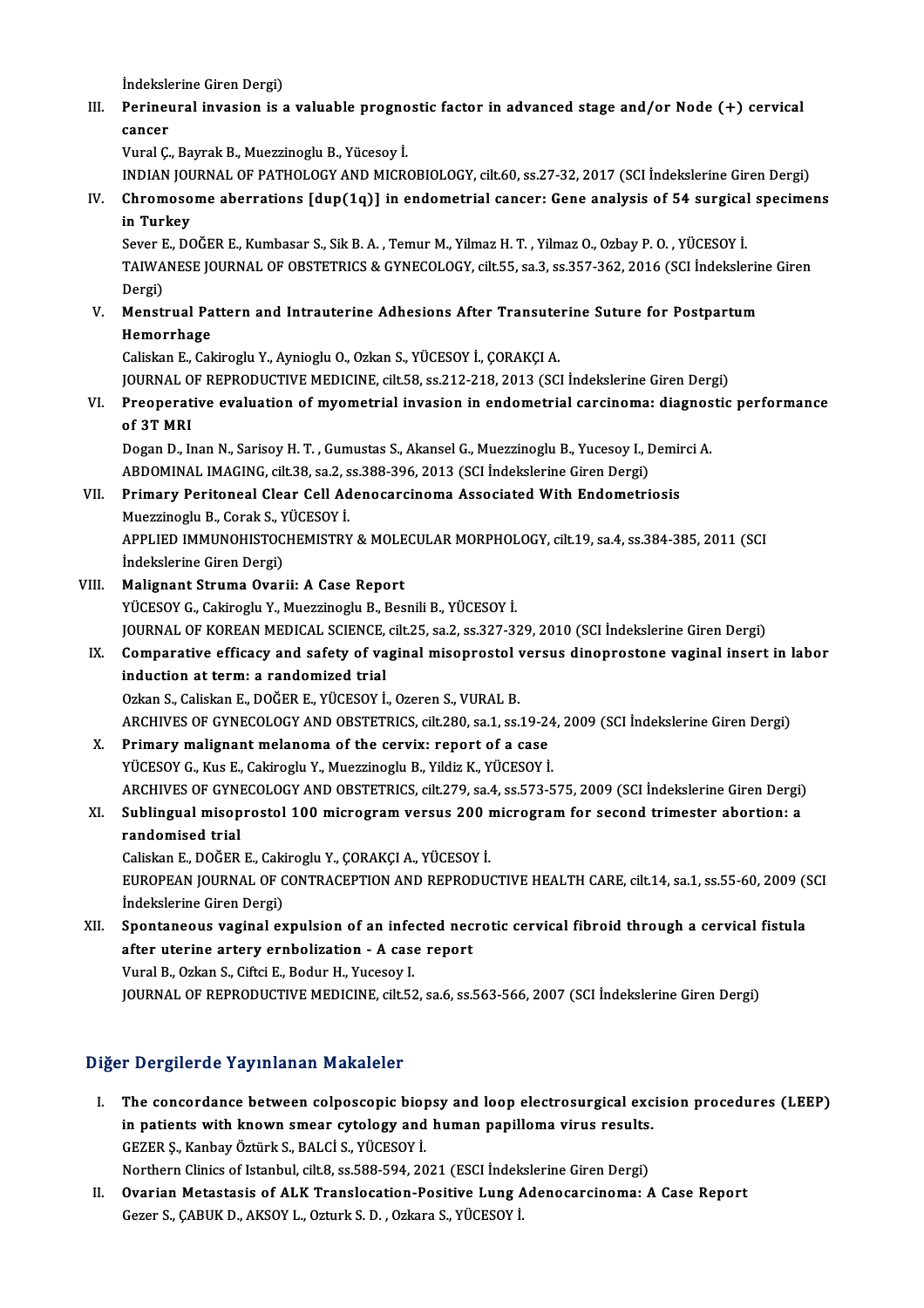İndekslerine Giren Dergi)

III. **Perineural invasion is a valuable prognostic factor in advanced stage and/or Node (+) cervical cancer**
Vural Ç., Bayrak B., Muezzinoglu B., Yücesoy İ.
INDIAN JOURNAL OF PATHOLOGY AND MICROBIOLOGY, cilt.60, ss.27-32, 2017 (SCI İndekslerine Giren Dergi)

IV. **Chromosome aberrations [dup(1q)] in endometrial cancer: Gene analysis of 54 surgical specimens in Turkey**
Sever E., DOĞER E., Kumbasar S., Sik B. A. , Temur M., Yilmaz H. T. , Yilmaz O., Ozbay P. O. , YÜCESOY İ.
TAIWANESE JOURNAL OF OBSTETRICS & GYNECOLOGY, cilt.55, sa.3, ss.357-362, 2016 (SCI İndekslerine Giren Dergi)

V. **Menstrual Pattern and Intrauterine Adhesions After Transuterine Suture for Postpartum Hemorrhage**
Caliskan E., Cakiroglu Y., Aynioglu O., Ozkan S., YÜCESOY İ., ÇORAKÇI A.
JOURNAL OF REPRODUCTIVE MEDICINE, cilt.58, ss.212-218, 2013 (SCI İndekslerine Giren Dergi)

VI. **Preoperative evaluation of myometrial invasion in endometrial carcinoma: diagnostic performance of 3T MRI**
Dogan D., Inan N., Sarisoy H. T. , Gumustas S., Akansel G., Muezzinoglu B., Yucesoy I., Demirci A.
ABDOMINAL IMAGING, cilt.38, sa.2, ss.388-396, 2013 (SCI İndekslerine Giren Dergi)

VII. **Primary Peritoneal Clear Cell Adenocarcinoma Associated With Endometriosis**
Muezzinoglu B., Corak S., YÜCESOY İ.
APPLIED IMMUNOHISTOCHEMISTRY & MOLECULAR MORPHOLOGY, cilt.19, sa.4, ss.384-385, 2011 (SCI İndekslerine Giren Dergi)

VIII. **Malignant Struma Ovarii: A Case Report**
YÜCESOY G., Cakiroglu Y., Muezzinoglu B., Besnili B., YÜCESOY İ.
JOURNAL OF KOREAN MEDICAL SCIENCE, cilt.25, sa.2, ss.327-329, 2010 (SCI İndekslerine Giren Dergi)

IX. **Comparative efficacy and safety of vaginal misoprostol versus dinoprostone vaginal insert in labor induction at term: a randomized trial**
Ozkan S., Caliskan E., DOĞER E., YÜCESOY İ., Ozeren S., VURAL B.
ARCHIVES OF GYNECOLOGY AND OBSTETRICS, cilt.280, sa.1, ss.19-24, 2009 (SCI İndekslerine Giren Dergi)

X. **Primary malignant melanoma of the cervix: report of a case**
YÜCESOY G., Kus E., Cakiroglu Y., Muezzinoglu B., Yildiz K., YÜCESOY İ.
ARCHIVES OF GYNECOLOGY AND OBSTETRICS, cilt.279, sa.4, ss.573-575, 2009 (SCI İndekslerine Giren Dergi)

XI. **Sublingual misoprostol 100 microgram versus 200 microgram for second trimester abortion: a randomised trial**
Caliskan E., DOĞER E., Cakiroglu Y., ÇORAKÇI A., YÜCESOY İ.
EUROPEAN JOURNAL OF CONTRACEPTION AND REPRODUCTIVE HEALTH CARE, cilt.14, sa.1, ss.55-60, 2009 (SCI İndekslerine Giren Dergi)

XII. **Spontaneous vaginal expulsion of an infected necrotic cervical fibroid through a cervical fistula after uterine artery ernbolization - A case report**
Vural B., Ozkan S., Ciftci E., Bodur H., Yucesoy I.
JOURNAL OF REPRODUCTIVE MEDICINE, cilt.52, sa.6, ss.563-566, 2007 (SCI İndekslerine Giren Dergi)

## Diğer Dergilerde Yayınlanan Makaleler

I. **The concordance between colposcopic biopsy and loop electrosurgical excision procedures (LEEP) in patients with known smear cytology and human papilloma virus results.**
GEZER Ş., Kanbay Öztürk S., BALCİ S., YÜCESOY İ.
Northern Clinics of Istanbul, cilt.8, ss.588-594, 2021 (ESCI İndekslerine Giren Dergi)

II. **Ovarian Metastasis of ALK Translocation-Positive Lung Adenocarcinoma: A Case Report**
Gezer S., ÇABUK D., AKSOY L., Ozturk S. D. , Ozkara S., YÜCESOY İ.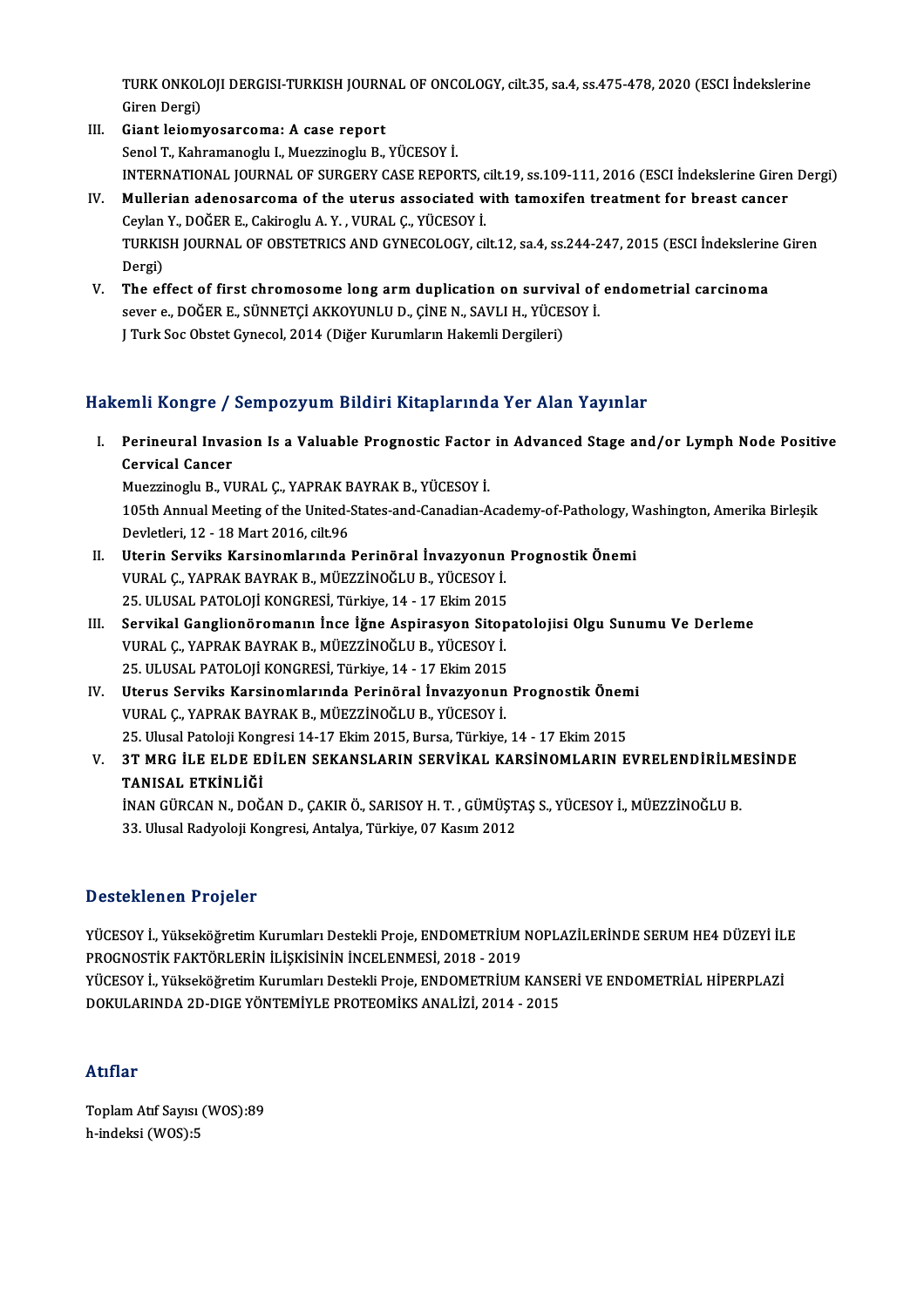TURK ONKOLOJI DERGISI-TURKISH JOURNAL OF ONCOLOGY, cilt.35, sa.4, ss.475-478, 2020 (ESCI İndekslerine Giren Dergi)

III. **Giant leiomyosarcoma: A case report**
Senol T., Kahramanoglu I., Muezzinoglu B., YÜCESOY İ.
INTERNATIONAL JOURNAL OF SURGERY CASE REPORTS, cilt.19, ss.109-111, 2016 (ESCI İndekslerine Giren Dergi)

IV. **Mullerian adenosarcoma of the uterus associated with tamoxifen treatment for breast cancer**
Ceylan Y., DOĞER E., Cakiroglu A. Y. , VURAL Ç., YÜCESOY İ.
TURKISH JOURNAL OF OBSTETRICS AND GYNECOLOGY, cilt.12, sa.4, ss.244-247, 2015 (ESCI İndekslerine Giren Dergi)

V. **The effect of first chromosome long arm duplication on survival of endometrial carcinoma**
sever e., DOĞER E., SÜNNETÇİ AKKOYUNLU D., ÇİNE N., SAVLI H., YÜCESOY İ.
J Turk Soc Obstet Gynecol, 2014 (Diğer Kurumların Hakemli Dergileri)

## Hakemli Kongre / Sempozyum Bildiri Kitaplarında Yer Alan Yayınlar

I. **Perineural Invasion Is a Valuable Prognostic Factor in Advanced Stage and/or Lymph Node Positive Cervical Cancer**
Muezzinoglu B., VURAL Ç., YAPRAK BAYRAK B., YÜCESOY İ.
105th Annual Meeting of the United-States-and-Canadian-Academy-of-Pathology, Washington, Amerika Birleşik Devletleri, 12 - 18 Mart 2016, cilt.96

II. **Uterin Serviks Karsinomlarında Perinöral İnvazyonun Prognostik Önemi**
VURAL Ç., YAPRAK BAYRAK B., MÜEZZİNOĞLU B., YÜCESOY İ.
25. ULUSAL PATOLOJİ KONGRESİ, Türkiye, 14 - 17 Ekim 2015

III. **Servikal Ganglionöromanın İnce İğne Aspirasyon Sitopatolojisi Olgu Sunumu Ve Derleme**
VURAL Ç., YAPRAK BAYRAK B., MÜEZZİNOĞLU B., YÜCESOY İ.
25. ULUSAL PATOLOJİ KONGRESİ, Türkiye, 14 - 17 Ekim 2015

IV. **Uterus Serviks Karsinomlarında Perinöral İnvazyonun Prognostik Önemi**
VURAL Ç., YAPRAK BAYRAK B., MÜEZZİNOĞLU B., YÜCESOY İ.
25. Ulusal Patoloji Kongresi 14-17 Ekim 2015, Bursa, Türkiye, 14 - 17 Ekim 2015

V. **3T MRG İLE ELDE EDİLEN SEKANSLARIN SERVİKAL KARSİNOMLARIN EVRELENDİRİLMESİNDE TANISAL ETKİNLİĞİ**
İNAN GÜRCAN N., DOĞAN D., ÇAKIR Ö., SARISOY H. T. , GÜMÜŞTAŞ S., YÜCESOY İ., MÜEZZİNOĞLU B.
33. Ulusal Radyoloji Kongresi, Antalya, Türkiye, 07 Kasım 2012

## Desteklenen Projeler

YÜCESOY İ., Yükseköğretim Kurumları Destekli Proje, ENDOMETRİUM NOPLAZİLERİNDE SERUM HE4 DÜZEYİ İLE PROGNOSTİK FAKTÖRLERİN İLİŞKİSİNİN İNCELENMESİ, 2018 - 2019

YÜCESOY İ., Yükseköğretim Kurumları Destekli Proje, ENDOMETRİUM KANSERİ VE ENDOMETRİAL HİPERPLAZİ DOKULARINDA 2D-DIGE YÖNTEMİYLE PROTEOMİKS ANALİZİ, 2014 - 2015

## Atıflar

Toplam Atıf Sayısı (WOS):89
h-indeksi (WOS):5